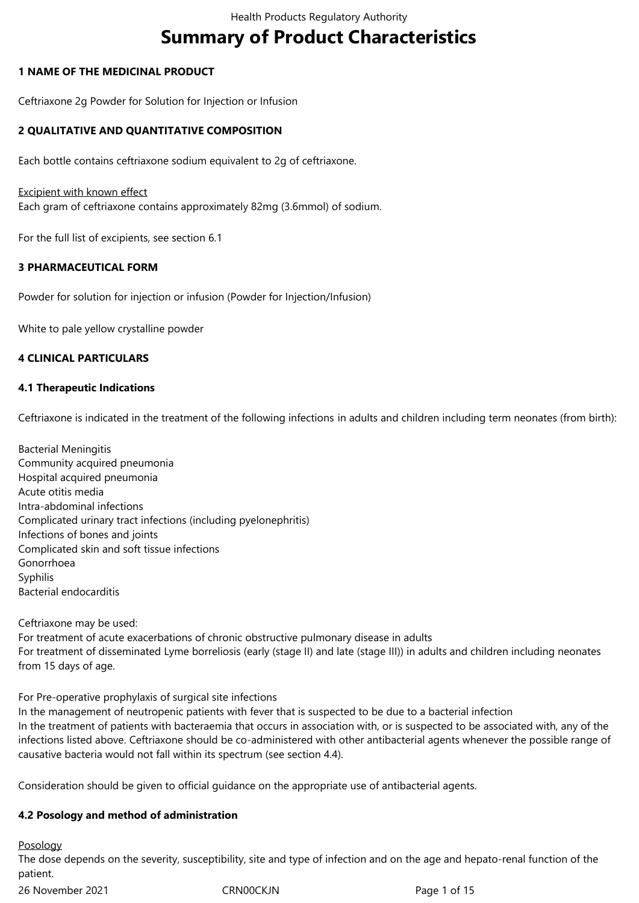# Summary of Product Characteristics

## 1 NAME OF THE MEDICINAL PRODUCT

Ceftriaxone 2g Powder for Solution for Injection or Infusion

## 2 QUALITATIVE AND QUANTITATIVE COMPOSITION

Each bottle contains ceftriaxone sodium equivalent to 2g of ceftriaxone.

Excipient with known effect
Each gram of ceftriaxone contains approximately 82mg (3.6mmol) of sodium.

For the full list of excipients, see section 6.1

## 3 PHARMACEUTICAL FORM

Powder for solution for injection or infusion (Powder for Injection/Infusion)

White to pale yellow crystalline powder

## 4 CLINICAL PARTICULARS

### 4.1 Therapeutic Indications

Ceftriaxone is indicated in the treatment of the following infections in adults and children including term neonates (from birth):

Bacterial Meningitis
Community acquired pneumonia
Hospital acquired pneumonia
Acute otitis media
Intra-abdominal infections
Complicated urinary tract infections (including pyelonephritis)
Infections of bones and joints
Complicated skin and soft tissue infections
Gonorrhoea
Syphilis
Bacterial endocarditis

Ceftriaxone may be used:
For treatment of acute exacerbations of chronic obstructive pulmonary disease in adults
For treatment of disseminated Lyme borreliosis (early (stage II) and late (stage III)) in adults and children including neonates from 15 days of age.

For Pre-operative prophylaxis of surgical site infections
In the management of neutropenic patients with fever that is suspected to be due to a bacterial infection
In the treatment of patients with bacteraemia that occurs in association with, or is suspected to be associated with, any of the infections listed above. Ceftriaxone should be co-administered with other antibacterial agents whenever the possible range of causative bacteria would not fall within its spectrum (see section 4.4).

Consideration should be given to official guidance on the appropriate use of antibacterial agents.

### 4.2 Posology and method of administration

Posology
The dose depends on the severity, susceptibility, site and type of infection and on the age and hepato-renal function of the patient.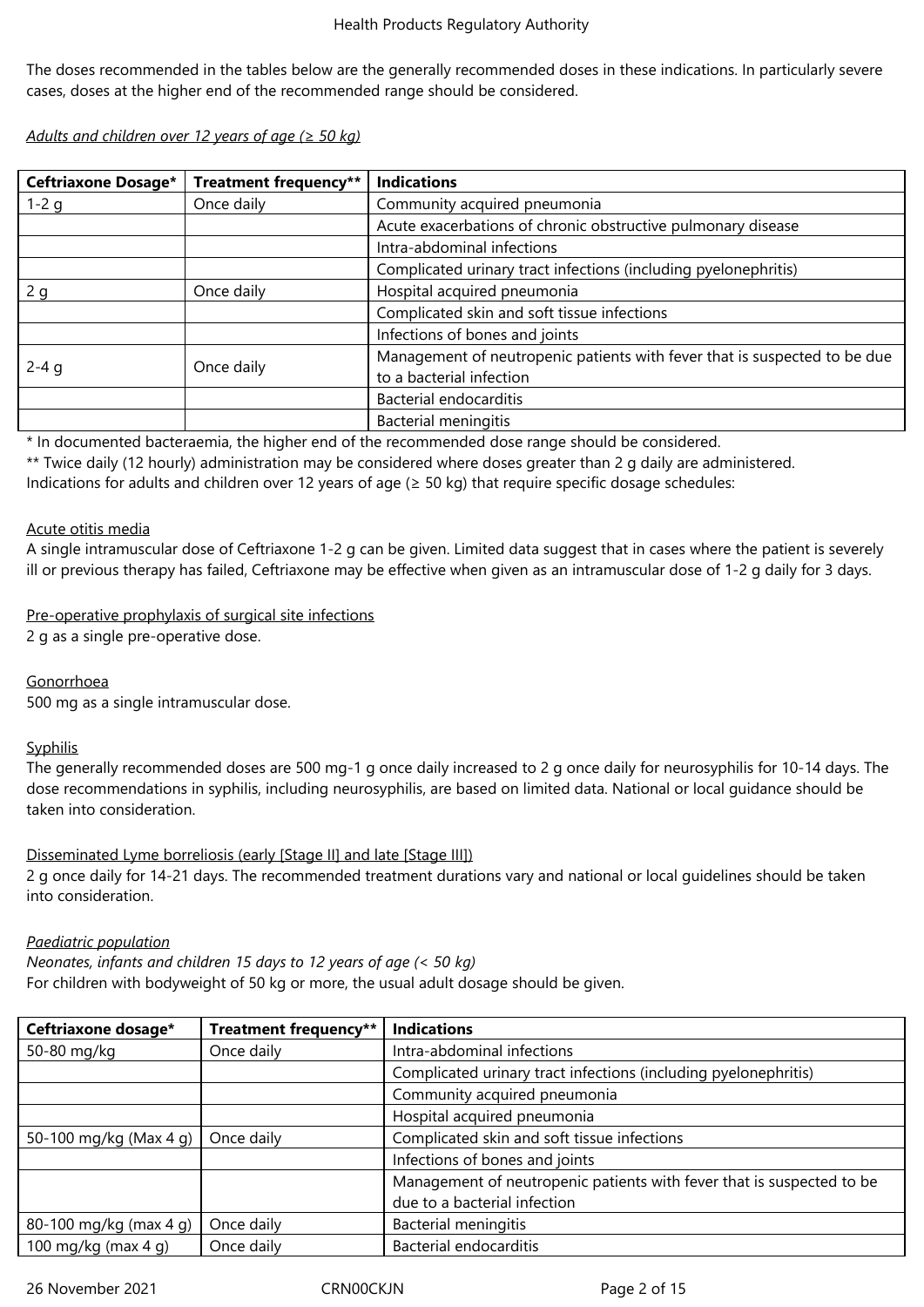The doses recommended in the tables below are the generally recommended doses in these indications. In particularly severe cases, doses at the higher end of the recommended range should be considered.

*Adults and children over 12 years of age (≥ 50 kg)*

| Ceftriaxone Dosage* | Treatment frequency** | Indications |
|---|---|---|
| 1-2 g | Once daily | Community acquired pneumonia |
| | | Acute exacerbations of chronic obstructive pulmonary disease |
| | | Intra-abdominal infections |
| | | Complicated urinary tract infections (including pyelonephritis) |
| 2 g | Once daily | Hospital acquired pneumonia |
| | | Complicated skin and soft tissue infections |
| | | Infections of bones and joints |
| 2-4 g | Once daily | Management of neutropenic patients with fever that is suspected to be due to a bacterial infection |
| | | Bacterial endocarditis |
| | | Bacterial meningitis |

\* In documented bacteraemia, the higher end of the recommended dose range should be considered.
\** Twice daily (12 hourly) administration may be considered where doses greater than 2 g daily are administered.
Indications for adults and children over 12 years of age (≥ 50 kg) that require specific dosage schedules:

Acute otitis media
A single intramuscular dose of Ceftriaxone 1-2 g can be given. Limited data suggest that in cases where the patient is severely ill or previous therapy has failed, Ceftriaxone may be effective when given as an intramuscular dose of 1-2 g daily for 3 days.

Pre-operative prophylaxis of surgical site infections
2 g as a single pre-operative dose.

Gonorrhoea
500 mg as a single intramuscular dose.

Syphilis
The generally recommended doses are 500 mg-1 g once daily increased to 2 g once daily for neurosyphilis for 10-14 days. The dose recommendations in syphilis, including neurosyphilis, are based on limited data. National or local guidance should be taken into consideration.

Disseminated Lyme borreliosis (early [Stage II] and late [Stage III])
2 g once daily for 14-21 days. The recommended treatment durations vary and national or local guidelines should be taken into consideration.

*Paediatric population*
*Neonates, infants and children 15 days to 12 years of age (< 50 kg)*
For children with bodyweight of 50 kg or more, the usual adult dosage should be given.

| Ceftriaxone dosage* | Treatment frequency** | Indications |
|---|---|---|
| 50-80 mg/kg | Once daily | Intra-abdominal infections |
| | | Complicated urinary tract infections (including pyelonephritis) |
| | | Community acquired pneumonia |
| | | Hospital acquired pneumonia |
| 50-100 mg/kg (Max 4 g) | Once daily | Complicated skin and soft tissue infections |
| | | Infections of bones and joints |
| | | Management of neutropenic patients with fever that is suspected to be due to a bacterial infection |
| 80-100 mg/kg (max 4 g) | Once daily | Bacterial meningitis |
| 100 mg/kg (max 4 g) | Once daily | Bacterial endocarditis |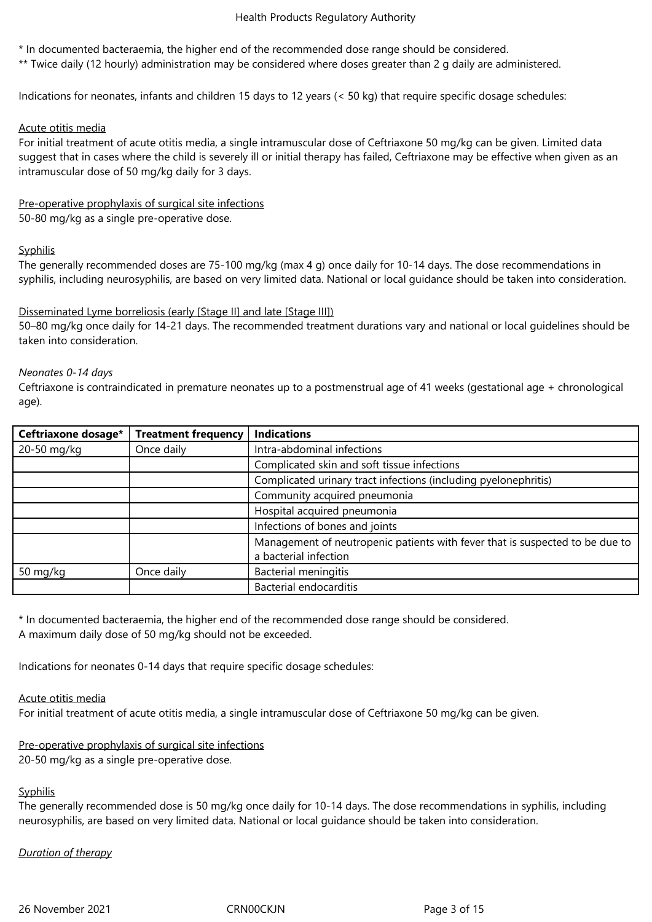* In documented bacteraemia, the higher end of the recommended dose range should be considered.
** Twice daily (12 hourly) administration may be considered where doses greater than 2 g daily are administered.

Indications for neonates, infants and children 15 days to 12 years (< 50 kg) that require specific dosage schedules:

Acute otitis media
For initial treatment of acute otitis media, a single intramuscular dose of Ceftriaxone 50 mg/kg can be given. Limited data suggest that in cases where the child is severely ill or initial therapy has failed, Ceftriaxone may be effective when given as an intramuscular dose of 50 mg/kg daily for 3 days.

Pre-operative prophylaxis of surgical site infections
50-80 mg/kg as a single pre-operative dose.

Syphilis
The generally recommended doses are 75-100 mg/kg (max 4 g) once daily for 10-14 days. The dose recommendations in syphilis, including neurosyphilis, are based on very limited data. National or local guidance should be taken into consideration.

Disseminated Lyme borreliosis (early [Stage II] and late [Stage III])
50–80 mg/kg once daily for 14-21 days. The recommended treatment durations vary and national or local guidelines should be taken into consideration.

*Neonates 0-14 days*
Ceftriaxone is contraindicated in premature neonates up to a postmenstrual age of 41 weeks (gestational age + chronological age).

| Ceftriaxone dosage* | Treatment frequency | Indications |
|---|---|---|
| 20-50 mg/kg | Once daily | Intra-abdominal infections |
| | | Complicated skin and soft tissue infections |
| | | Complicated urinary tract infections (including pyelonephritis) |
| | | Community acquired pneumonia |
| | | Hospital acquired pneumonia |
| | | Infections of bones and joints |
| | | Management of neutropenic patients with fever that is suspected to be due to a bacterial infection |
| 50 mg/kg | Once daily | Bacterial meningitis |
| | | Bacterial endocarditis |

* In documented bacteraemia, the higher end of the recommended dose range should be considered.
A maximum daily dose of 50 mg/kg should not be exceeded.

Indications for neonates 0-14 days that require specific dosage schedules:

Acute otitis media
For initial treatment of acute otitis media, a single intramuscular dose of Ceftriaxone 50 mg/kg can be given.

Pre-operative prophylaxis of surgical site infections
20-50 mg/kg as a single pre-operative dose.

Syphilis
The generally recommended dose is 50 mg/kg once daily for 10-14 days. The dose recommendations in syphilis, including neurosyphilis, are based on very limited data. National or local guidance should be taken into consideration.

*Duration of therapy*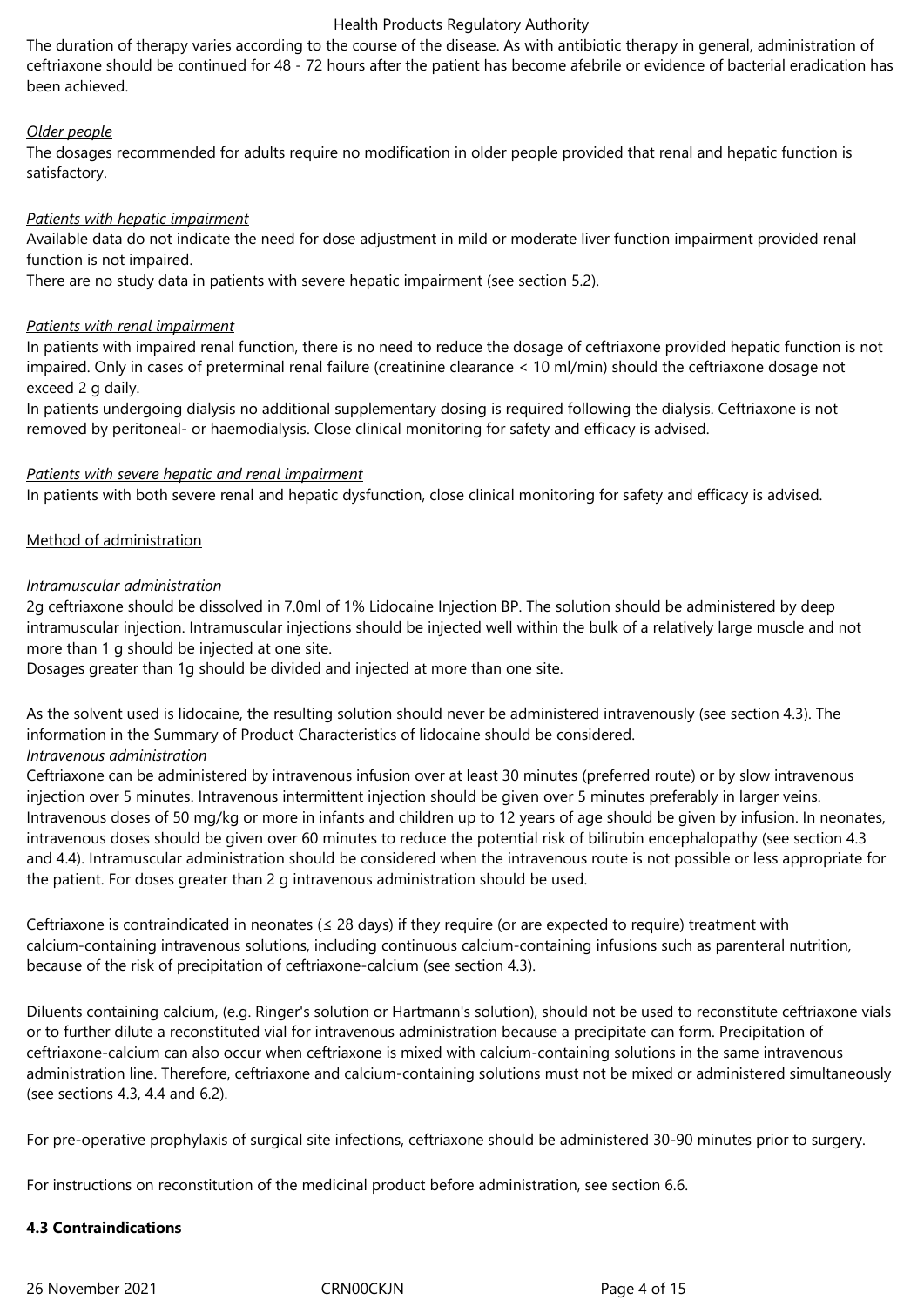The duration of therapy varies according to the course of the disease. As with antibiotic therapy in general, administration of ceftriaxone should be continued for 48 - 72 hours after the patient has become afebrile or evidence of bacterial eradication has been achieved.

*Older people*

The dosages recommended for adults require no modification in older people provided that renal and hepatic function is satisfactory.

*Patients with hepatic impairment*

Available data do not indicate the need for dose adjustment in mild or moderate liver function impairment provided renal function is not impaired.

There are no study data in patients with severe hepatic impairment (see section 5.2).

*Patients with renal impairment*

In patients with impaired renal function, there is no need to reduce the dosage of ceftriaxone provided hepatic function is not impaired. Only in cases of preterminal renal failure (creatinine clearance < 10 ml/min) should the ceftriaxone dosage not exceed 2 g daily.

In patients undergoing dialysis no additional supplementary dosing is required following the dialysis. Ceftriaxone is not removed by peritoneal- or haemodialysis. Close clinical monitoring for safety and efficacy is advised.

*Patients with severe hepatic and renal impairment*

In patients with both severe renal and hepatic dysfunction, close clinical monitoring for safety and efficacy is advised.

Method of administration

*Intramuscular administration*

2g ceftriaxone should be dissolved in 7.0ml of 1% Lidocaine Injection BP. The solution should be administered by deep intramuscular injection. Intramuscular injections should be injected well within the bulk of a relatively large muscle and not more than 1 g should be injected at one site.

Dosages greater than 1g should be divided and injected at more than one site.

As the solvent used is lidocaine, the resulting solution should never be administered intravenously (see section 4.3). The information in the Summary of Product Characteristics of lidocaine should be considered.

*Intravenous administration*

Ceftriaxone can be administered by intravenous infusion over at least 30 minutes (preferred route) or by slow intravenous injection over 5 minutes. Intravenous intermittent injection should be given over 5 minutes preferably in larger veins. Intravenous doses of 50 mg/kg or more in infants and children up to 12 years of age should be given by infusion. In neonates, intravenous doses should be given over 60 minutes to reduce the potential risk of bilirubin encephalopathy (see section 4.3 and 4.4). Intramuscular administration should be considered when the intravenous route is not possible or less appropriate for the patient. For doses greater than 2 g intravenous administration should be used.

Ceftriaxone is contraindicated in neonates (≤ 28 days) if they require (or are expected to require) treatment with calcium-containing intravenous solutions, including continuous calcium-containing infusions such as parenteral nutrition, because of the risk of precipitation of ceftriaxone-calcium (see section 4.3).

Diluents containing calcium, (e.g. Ringer's solution or Hartmann's solution), should not be used to reconstitute ceftriaxone vials or to further dilute a reconstituted vial for intravenous administration because a precipitate can form. Precipitation of ceftriaxone-calcium can also occur when ceftriaxone is mixed with calcium-containing solutions in the same intravenous administration line. Therefore, ceftriaxone and calcium-containing solutions must not be mixed or administered simultaneously (see sections 4.3, 4.4 and 6.2).

For pre-operative prophylaxis of surgical site infections, ceftriaxone should be administered 30-90 minutes prior to surgery.

For instructions on reconstitution of the medicinal product before administration, see section 6.6.

**4.3 Contraindications**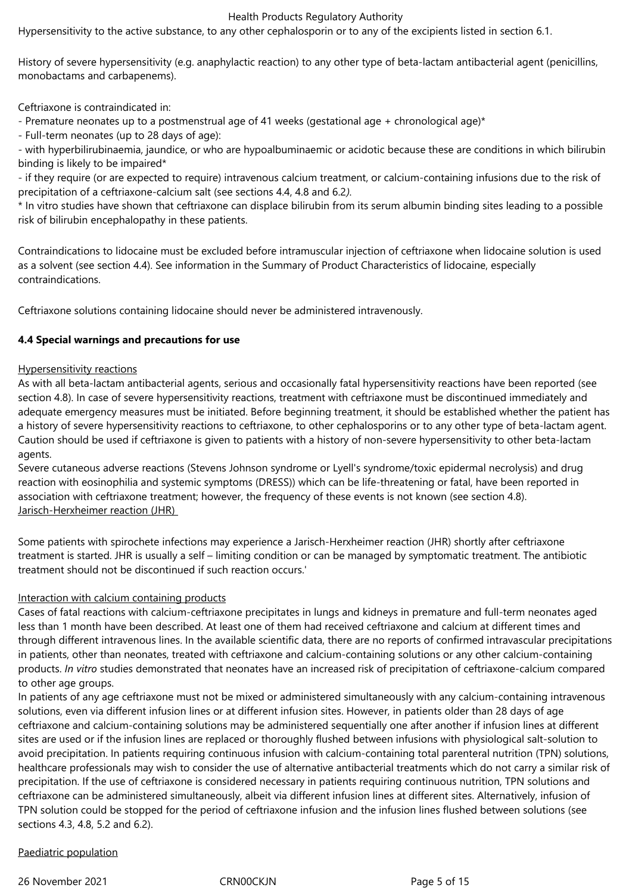Hypersensitivity to the active substance, to any other cephalosporin or to any of the excipients listed in section 6.1.

History of severe hypersensitivity (e.g. anaphylactic reaction) to any other type of beta-lactam antibacterial agent (penicillins, monobactams and carbapenems).

Ceftriaxone is contraindicated in:

- Premature neonates up to a postmenstrual age of 41 weeks (gestational age + chronological age)*
- Full-term neonates (up to 28 days of age):
- with hyperbilirubinaemia, jaundice, or who are hypoalbuminaemic or acidotic because these are conditions in which bilirubin binding is likely to be impaired*
- if they require (or are expected to require) intravenous calcium treatment, or calcium-containing infusions due to the risk of precipitation of a ceftriaxone-calcium salt (see sections 4.4, 4.8 and 6.2).

* In vitro studies have shown that ceftriaxone can displace bilirubin from its serum albumin binding sites leading to a possible risk of bilirubin encephalopathy in these patients.

Contraindications to lidocaine must be excluded before intramuscular injection of ceftriaxone when lidocaine solution is used as a solvent (see section 4.4). See information in the Summary of Product Characteristics of lidocaine, especially contraindications.

Ceftriaxone solutions containing lidocaine should never be administered intravenously.

**4.4 Special warnings and precautions for use**

Hypersensitivity reactions

As with all beta-lactam antibacterial agents, serious and occasionally fatal hypersensitivity reactions have been reported (see section 4.8). In case of severe hypersensitivity reactions, treatment with ceftriaxone must be discontinued immediately and adequate emergency measures must be initiated. Before beginning treatment, it should be established whether the patient has a history of severe hypersensitivity reactions to ceftriaxone, to other cephalosporins or to any other type of beta-lactam agent. Caution should be used if ceftriaxone is given to patients with a history of non-severe hypersensitivity to other beta-lactam agents.

Severe cutaneous adverse reactions (Stevens Johnson syndrome or Lyell's syndrome/toxic epidermal necrolysis) and drug reaction with eosinophilia and systemic symptoms (DRESS)) which can be life-threatening or fatal, have been reported in association with ceftriaxone treatment; however, the frequency of these events is not known (see section 4.8).

Jarisch-Herxheimer reaction (JHR)

Some patients with spirochete infections may experience a Jarisch-Herxheimer reaction (JHR) shortly after ceftriaxone treatment is started. JHR is usually a self – limiting condition or can be managed by symptomatic treatment. The antibiotic treatment should not be discontinued if such reaction occurs.'

Interaction with calcium containing products

Cases of fatal reactions with calcium-ceftriaxone precipitates in lungs and kidneys in premature and full-term neonates aged less than 1 month have been described. At least one of them had received ceftriaxone and calcium at different times and through different intravenous lines. In the available scientific data, there are no reports of confirmed intravascular precipitations in patients, other than neonates, treated with ceftriaxone and calcium-containing solutions or any other calcium-containing products. *In vitro* studies demonstrated that neonates have an increased risk of precipitation of ceftriaxone-calcium compared to other age groups.

In patients of any age ceftriaxone must not be mixed or administered simultaneously with any calcium-containing intravenous solutions, even via different infusion lines or at different infusion sites. However, in patients older than 28 days of age ceftriaxone and calcium-containing solutions may be administered sequentially one after another if infusion lines at different sites are used or if the infusion lines are replaced or thoroughly flushed between infusions with physiological salt-solution to avoid precipitation. In patients requiring continuous infusion with calcium-containing total parenteral nutrition (TPN) solutions, healthcare professionals may wish to consider the use of alternative antibacterial treatments which do not carry a similar risk of precipitation. If the use of ceftriaxone is considered necessary in patients requiring continuous nutrition, TPN solutions and ceftriaxone can be administered simultaneously, albeit via different infusion lines at different sites. Alternatively, infusion of TPN solution could be stopped for the period of ceftriaxone infusion and the infusion lines flushed between solutions (see sections 4.3, 4.8, 5.2 and 6.2).

Paediatric population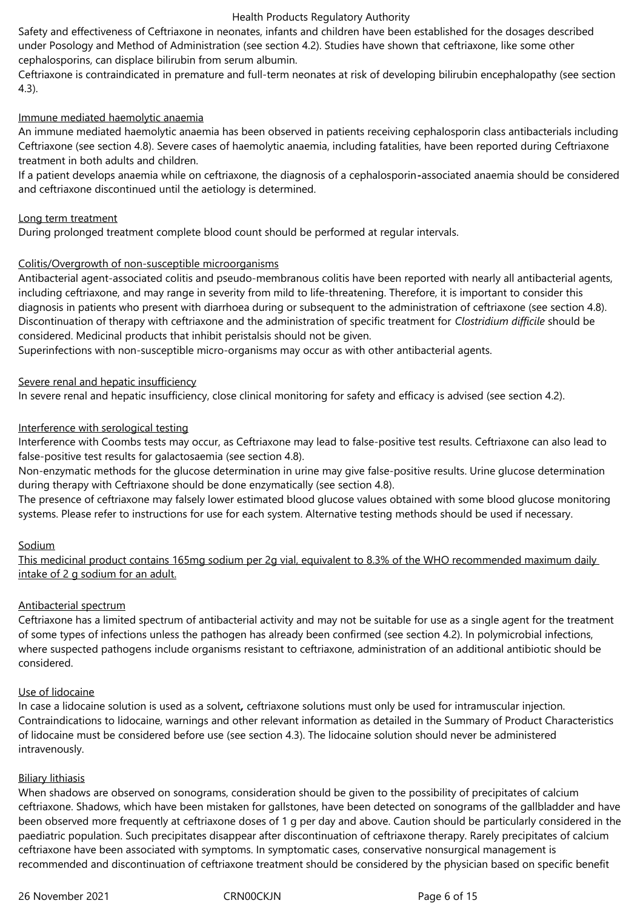Safety and effectiveness of Ceftriaxone in neonates, infants and children have been established for the dosages described under Posology and Method of Administration (see section 4.2). Studies have shown that ceftriaxone, like some other cephalosporins, can displace bilirubin from serum albumin.

Ceftriaxone is contraindicated in premature and full-term neonates at risk of developing bilirubin encephalopathy (see section 4.3).

Immune mediated haemolytic anaemia

An immune mediated haemolytic anaemia has been observed in patients receiving cephalosporin class antibacterials including Ceftriaxone (see section 4.8). Severe cases of haemolytic anaemia, including fatalities, have been reported during Ceftriaxone treatment in both adults and children.

If a patient develops anaemia while on ceftriaxone, the diagnosis of a cephalosporin-associated anaemia should be considered and ceftriaxone discontinued until the aetiology is determined.

Long term treatment

During prolonged treatment complete blood count should be performed at regular intervals.

Colitis/Overgrowth of non-susceptible microorganisms

Antibacterial agent-associated colitis and pseudo-membranous colitis have been reported with nearly all antibacterial agents, including ceftriaxone, and may range in severity from mild to life-threatening. Therefore, it is important to consider this diagnosis in patients who present with diarrhoea during or subsequent to the administration of ceftriaxone (see section 4.8). Discontinuation of therapy with ceftriaxone and the administration of specific treatment for *Clostridium difficile* should be considered. Medicinal products that inhibit peristalsis should not be given.

Superinfections with non-susceptible micro-organisms may occur as with other antibacterial agents.

Severe renal and hepatic insufficiency

In severe renal and hepatic insufficiency, close clinical monitoring for safety and efficacy is advised (see section 4.2).

Interference with serological testing

Interference with Coombs tests may occur, as Ceftriaxone may lead to false-positive test results. Ceftriaxone can also lead to false-positive test results for galactosaemia (see section 4.8).

Non-enzymatic methods for the glucose determination in urine may give false-positive results. Urine glucose determination during therapy with Ceftriaxone should be done enzymatically (see section 4.8).

The presence of ceftriaxone may falsely lower estimated blood glucose values obtained with some blood glucose monitoring systems. Please refer to instructions for use for each system. Alternative testing methods should be used if necessary.

Sodium

This medicinal product contains 165mg sodium per 2g vial, equivalent to 8.3% of the WHO recommended maximum daily intake of 2 g sodium for an adult.

Antibacterial spectrum

Ceftriaxone has a limited spectrum of antibacterial activity and may not be suitable for use as a single agent for the treatment of some types of infections unless the pathogen has already been confirmed (see section 4.2). In polymicrobial infections, where suspected pathogens include organisms resistant to ceftriaxone, administration of an additional antibiotic should be considered.

Use of lidocaine

In case a lidocaine solution is used as a solvent**,** ceftriaxone solutions must only be used for intramuscular injection. Contraindications to lidocaine, warnings and other relevant information as detailed in the Summary of Product Characteristics of lidocaine must be considered before use (see section 4.3). The lidocaine solution should never be administered intravenously.

Biliary lithiasis

When shadows are observed on sonograms, consideration should be given to the possibility of precipitates of calcium ceftriaxone. Shadows, which have been mistaken for gallstones, have been detected on sonograms of the gallbladder and have been observed more frequently at ceftriaxone doses of 1 g per day and above. Caution should be particularly considered in the paediatric population. Such precipitates disappear after discontinuation of ceftriaxone therapy. Rarely precipitates of calcium ceftriaxone have been associated with symptoms. In symptomatic cases, conservative nonsurgical management is recommended and discontinuation of ceftriaxone treatment should be considered by the physician based on specific benefit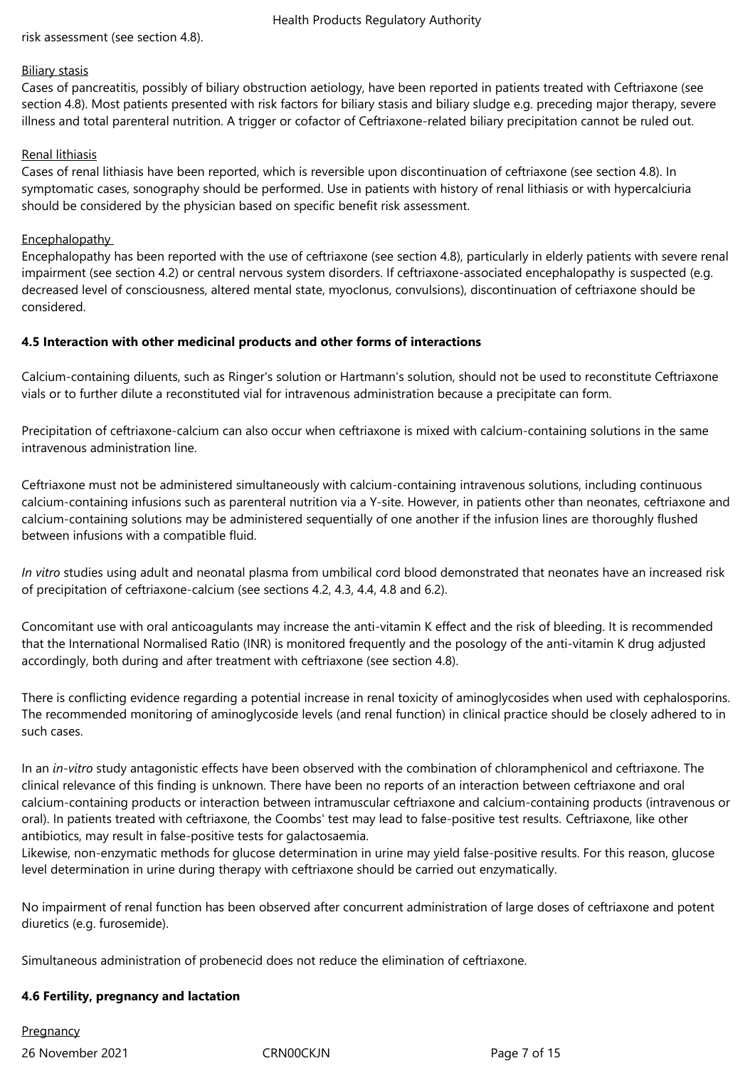risk assessment (see section 4.8).

Biliary stasis

Cases of pancreatitis, possibly of biliary obstruction aetiology, have been reported in patients treated with Ceftriaxone (see section 4.8). Most patients presented with risk factors for biliary stasis and biliary sludge e.g. preceding major therapy, severe illness and total parenteral nutrition. A trigger or cofactor of Ceftriaxone-related biliary precipitation cannot be ruled out.

Renal lithiasis

Cases of renal lithiasis have been reported, which is reversible upon discontinuation of ceftriaxone (see section 4.8). In symptomatic cases, sonography should be performed. Use in patients with history of renal lithiasis or with hypercalciuria should be considered by the physician based on specific benefit risk assessment.

Encephalopathy

Encephalopathy has been reported with the use of ceftriaxone (see section 4.8), particularly in elderly patients with severe renal impairment (see section 4.2) or central nervous system disorders. If ceftriaxone-associated encephalopathy is suspected (e.g. decreased level of consciousness, altered mental state, myoclonus, convulsions), discontinuation of ceftriaxone should be considered.

**4.5 Interaction with other medicinal products and other forms of interactions**

Calcium-containing diluents, such as Ringer's solution or Hartmann's solution, should not be used to reconstitute Ceftriaxone vials or to further dilute a reconstituted vial for intravenous administration because a precipitate can form.

Precipitation of ceftriaxone-calcium can also occur when ceftriaxone is mixed with calcium-containing solutions in the same intravenous administration line.

Ceftriaxone must not be administered simultaneously with calcium-containing intravenous solutions, including continuous calcium-containing infusions such as parenteral nutrition via a Y-site. However, in patients other than neonates, ceftriaxone and calcium-containing solutions may be administered sequentially of one another if the infusion lines are thoroughly flushed between infusions with a compatible fluid.

*In vitro* studies using adult and neonatal plasma from umbilical cord blood demonstrated that neonates have an increased risk of precipitation of ceftriaxone-calcium (see sections 4.2, 4.3, 4.4, 4.8 and 6.2).

Concomitant use with oral anticoagulants may increase the anti-vitamin K effect and the risk of bleeding. It is recommended that the International Normalised Ratio (INR) is monitored frequently and the posology of the anti-vitamin K drug adjusted accordingly, both during and after treatment with ceftriaxone (see section 4.8).

There is conflicting evidence regarding a potential increase in renal toxicity of aminoglycosides when used with cephalosporins. The recommended monitoring of aminoglycoside levels (and renal function) in clinical practice should be closely adhered to in such cases.

In an *in-vitro* study antagonistic effects have been observed with the combination of chloramphenicol and ceftriaxone. The clinical relevance of this finding is unknown. There have been no reports of an interaction between ceftriaxone and oral calcium-containing products or interaction between intramuscular ceftriaxone and calcium-containing products (intravenous or oral). In patients treated with ceftriaxone, the Coombs' test may lead to false-positive test results. Ceftriaxone, like other antibiotics, may result in false-positive tests for galactosaemia.
Likewise, non-enzymatic methods for glucose determination in urine may yield false-positive results. For this reason, glucose level determination in urine during therapy with ceftriaxone should be carried out enzymatically.

No impairment of renal function has been observed after concurrent administration of large doses of ceftriaxone and potent diuretics (e.g. furosemide).

Simultaneous administration of probenecid does not reduce the elimination of ceftriaxone.

**4.6 Fertility, pregnancy and lactation**

Pregnancy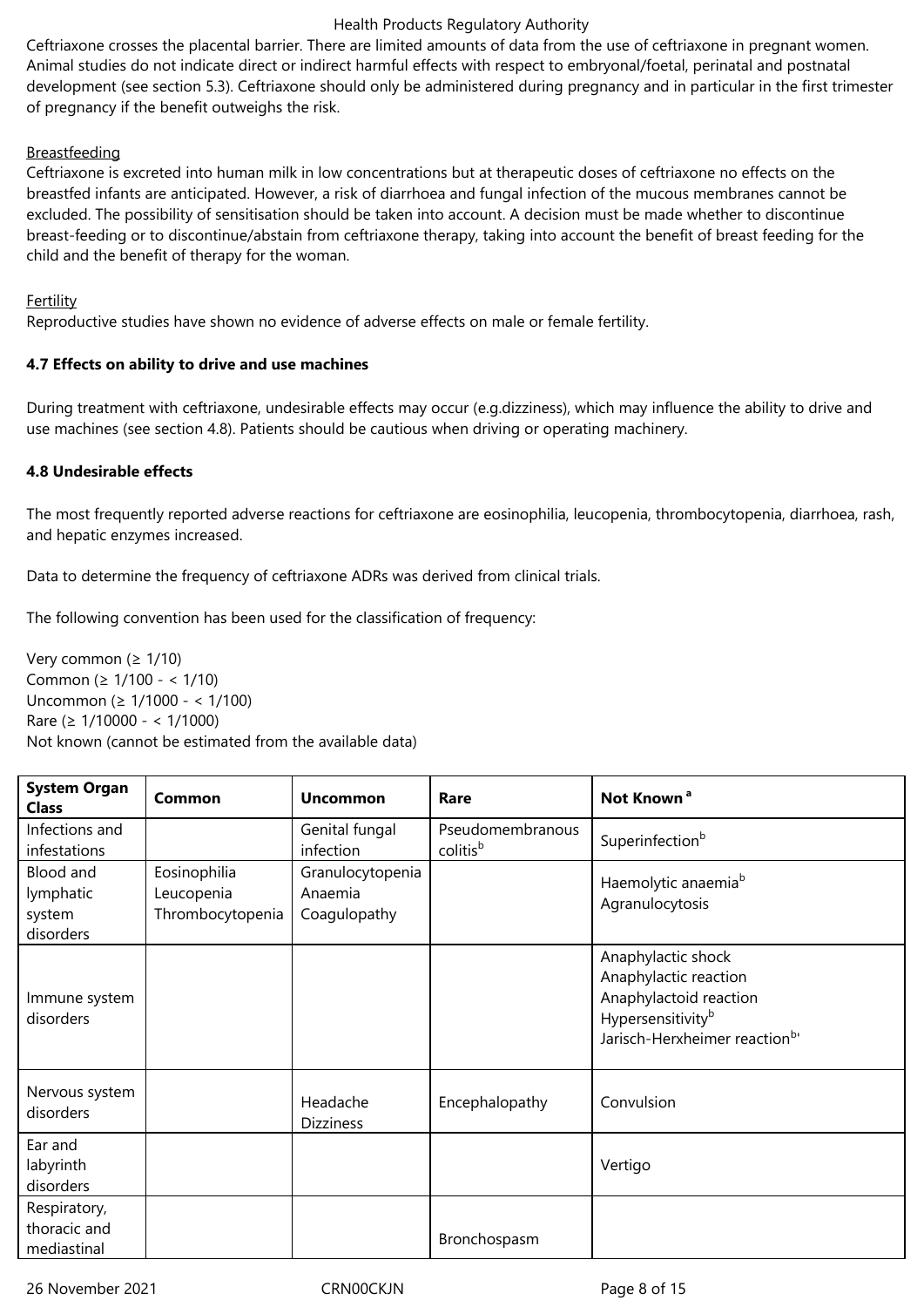Ceftriaxone crosses the placental barrier. There are limited amounts of data from the use of ceftriaxone in pregnant women. Animal studies do not indicate direct or indirect harmful effects with respect to embryonal/foetal, perinatal and postnatal development (see section 5.3). Ceftriaxone should only be administered during pregnancy and in particular in the first trimester of pregnancy if the benefit outweighs the risk.

Breastfeeding

Ceftriaxone is excreted into human milk in low concentrations but at therapeutic doses of ceftriaxone no effects on the breastfed infants are anticipated. However, a risk of diarrhoea and fungal infection of the mucous membranes cannot be excluded. The possibility of sensitisation should be taken into account. A decision must be made whether to discontinue breast-feeding or to discontinue/abstain from ceftriaxone therapy, taking into account the benefit of breast feeding for the child and the benefit of therapy for the woman.

Fertility

Reproductive studies have shown no evidence of adverse effects on male or female fertility.

**4.7 Effects on ability to drive and use machines**

During treatment with ceftriaxone, undesirable effects may occur (e.g.dizziness), which may influence the ability to drive and use machines (see section 4.8). Patients should be cautious when driving or operating machinery.

**4.8 Undesirable effects**

The most frequently reported adverse reactions for ceftriaxone are eosinophilia, leucopenia, thrombocytopenia, diarrhoea, rash, and hepatic enzymes increased.

Data to determine the frequency of ceftriaxone ADRs was derived from clinical trials.

The following convention has been used for the classification of frequency:

Very common (≥ 1/10)
Common (≥ 1/100 - < 1/10)
Uncommon (≥ 1/1000 - < 1/100)
Rare (≥ 1/10000 - < 1/1000)
Not known (cannot be estimated from the available data)

| System Organ Class | Common | Uncommon | Rare | Not Known [a] |
|---|---|---|---|---|
| Infections and infestations | | Genital fungal infection | Pseudomembranous colitis[b] | Superinfection[b] |
| Blood and lymphatic system disorders | Eosinophilia<br>Leucopenia<br>Thrombocytopenia | Granulocytopenia<br>Anaemia<br>Coagulopathy | | Haemolytic anaemia[b]<br>Agranulocytosis |
| Immune system disorders | | | | Anaphylactic shock<br>Anaphylactic reaction<br>Anaphylactoid reaction<br>Hypersensitivity[b]<br>Jarisch-Herxheimer reaction[b'] |
| Nervous system disorders | | Headache<br>Dizziness | Encephalopathy | Convulsion |
| Ear and labyrinth disorders | | | | Vertigo |
| Respiratory, thoracic and mediastinal | | | Bronchospasm | |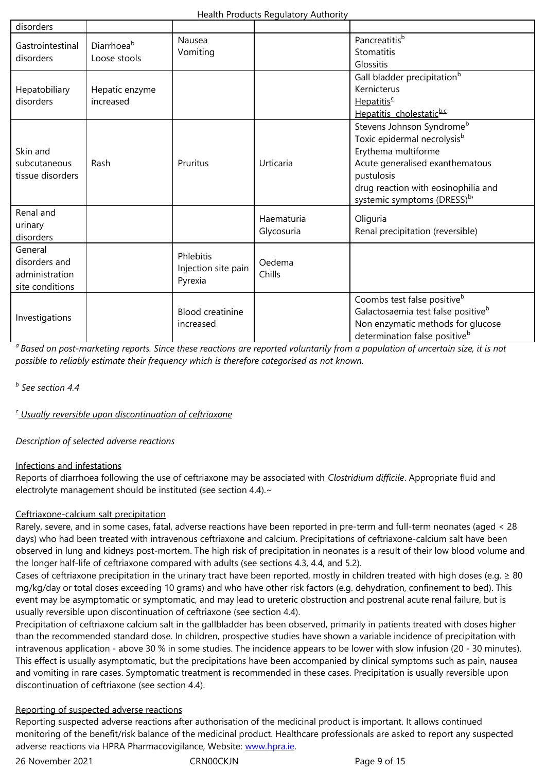| disorders | | | | |
|---|---|---|---|---|
| Gastrointestinal disorders | Diarrhoea[b]<br>Loose stools | Nausea<br>Vomiting | | Pancreatitis[b]<br>Stomatitis<br>Glossitis |
| Hepatobiliary disorders | Hepatic enzyme increased | | | Gall bladder precipitation[b]<br>Kernicterus<br>Hepatitis[c]<br>Hepatitis cholestatic[b,c] |
| Skin and subcutaneous tissue disorders | Rash | Pruritus | Urticaria | Stevens Johnson Syndrome[b]<br>Toxic epidermal necrolysis[b]<br>Erythema multiforme<br>Acute generalised exanthematous pustulosis<br>drug reaction with eosinophilia and systemic symptoms (DRESS)[b] |
| Renal and urinary disorders | | | Haematuria<br>Glycosuria | Oliguria<br>Renal precipitation (reversible) |
| General disorders and administration site conditions | | Phlebitis<br>Injection site pain<br>Pyrexia | Oedema<br>Chills | |
| Investigations | | Blood creatinine increased | | Coombs test false positive[b]<br>Galactosaemia test false positive[b]<br>Non enzymatic methods for glucose determination false positive[b] |

[a] *Based on post-marketing reports. Since these reactions are reported voluntarily from a population of uncertain size, it is not possible to reliably estimate their frequency which is therefore categorised as not known.*

[b] *See section 4.4*

[c] *Usually reversible upon discontinuation of ceftriaxone*

*Description of selected adverse reactions*

Infections and infestations

Reports of diarrhoea following the use of ceftriaxone may be associated with *Clostridium difficile*. Appropriate fluid and electrolyte management should be instituted (see section 4.4).~

Ceftriaxone-calcium salt precipitation

Rarely, severe, and in some cases, fatal, adverse reactions have been reported in pre-term and full-term neonates (aged < 28 days) who had been treated with intravenous ceftriaxone and calcium. Precipitations of ceftriaxone-calcium salt have been observed in lung and kidneys post-mortem. The high risk of precipitation in neonates is a result of their low blood volume and the longer half-life of ceftriaxone compared with adults (see sections 4.3, 4.4, and 5.2).

Cases of ceftriaxone precipitation in the urinary tract have been reported, mostly in children treated with high doses (e.g. ≥ 80 mg/kg/day or total doses exceeding 10 grams) and who have other risk factors (e.g. dehydration, confinement to bed). This event may be asymptomatic or symptomatic, and may lead to ureteric obstruction and postrenal acute renal failure, but is usually reversible upon discontinuation of ceftriaxone (see section 4.4).

Precipitation of ceftriaxone calcium salt in the gallbladder has been observed, primarily in patients treated with doses higher than the recommended standard dose. In children, prospective studies have shown a variable incidence of precipitation with intravenous application - above 30 % in some studies. The incidence appears to be lower with slow infusion (20 - 30 minutes). This effect is usually asymptomatic, but the precipitations have been accompanied by clinical symptoms such as pain, nausea and vomiting in rare cases. Symptomatic treatment is recommended in these cases. Precipitation is usually reversible upon discontinuation of ceftriaxone (see section 4.4).

Reporting of suspected adverse reactions

Reporting suspected adverse reactions after authorisation of the medicinal product is important. It allows continued monitoring of the benefit/risk balance of the medicinal product. Healthcare professionals are asked to report any suspected adverse reactions via HPRA Pharmacovigilance, Website: www.hpra.ie.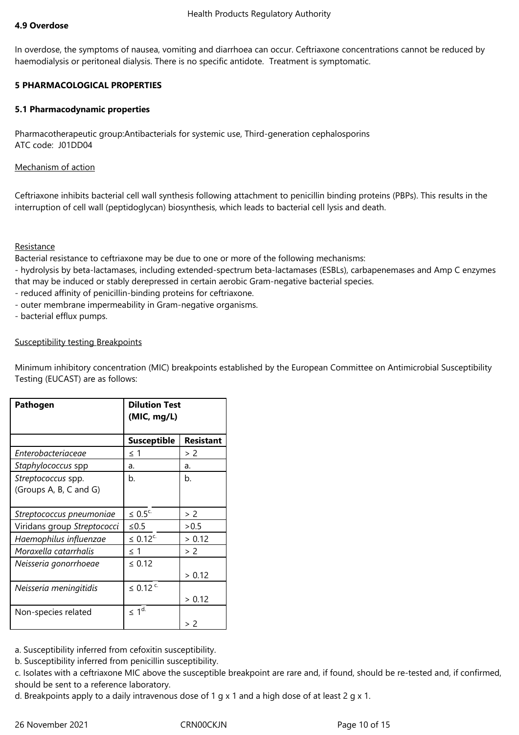**4.9 Overdose**

In overdose, the symptoms of nausea, vomiting and diarrhoea can occur. Ceftriaxone concentrations cannot be reduced by haemodialysis or peritoneal dialysis. There is no specific antidote. Treatment is symptomatic.

**5 PHARMACOLOGICAL PROPERTIES**

**5.1 Pharmacodynamic properties**

Pharmacotherapeutic group:Antibacterials for systemic use, Third-generation cephalosporins
ATC code: J01DD04

Mechanism of action

Ceftriaxone inhibits bacterial cell wall synthesis following attachment to penicillin binding proteins (PBPs). This results in the interruption of cell wall (peptidoglycan) biosynthesis, which leads to bacterial cell lysis and death.

Resistance

Bacterial resistance to ceftriaxone may be due to one or more of the following mechanisms:

- hydrolysis by beta-lactamases, including extended-spectrum beta-lactamases (ESBLs), carbapenemases and Amp C enzymes that may be induced or stably derepressed in certain aerobic Gram-negative bacterial species.
- reduced affinity of penicillin-binding proteins for ceftriaxone.
- outer membrane impermeability in Gram-negative organisms.
- bacterial efflux pumps.

Susceptibility testing Breakpoints

Minimum inhibitory concentration (MIC) breakpoints established by the European Committee on Antimicrobial Susceptibility Testing (EUCAST) are as follows:

| **Pathogen** | **Dilution Test (MIC, mg/L)** | |
|---|---|---|
| | **Susceptible** | **Resistant** |
| *Enterobacteriaceae* | ≤ 1 | > 2 |
| *Staphylococcus* spp | a. | a. |
| *Streptococcus* spp. (Groups A, B, C and G) | b. | b. |
| *Streptococcus pneumoniae* | ≤ 0.5[c.] | > 2 |
| Viridans group *Streptococci* | ≤0.5 | >0.5 |
| *Haemophilus influenzae* | ≤ 0.12[c.] | > 0.12 |
| *Moraxella catarrhalis* | ≤ 1 | > 2 |
| *Neisseria gonorrhoeae* | ≤ 0.12 | > 0.12 |
| *Neisseria meningitidis* | ≤ 0.12[c.] | > 0.12 |
| Non-species related | ≤ 1[d.] | > 2 |

a. Susceptibility inferred from cefoxitin susceptibility.
b. Susceptibility inferred from penicillin susceptibility.
c. Isolates with a ceftriaxone MIC above the susceptible breakpoint are rare and, if found, should be re-tested and, if confirmed, should be sent to a reference laboratory.
d. Breakpoints apply to a daily intravenous dose of 1 g x 1 and a high dose of at least 2 g x 1.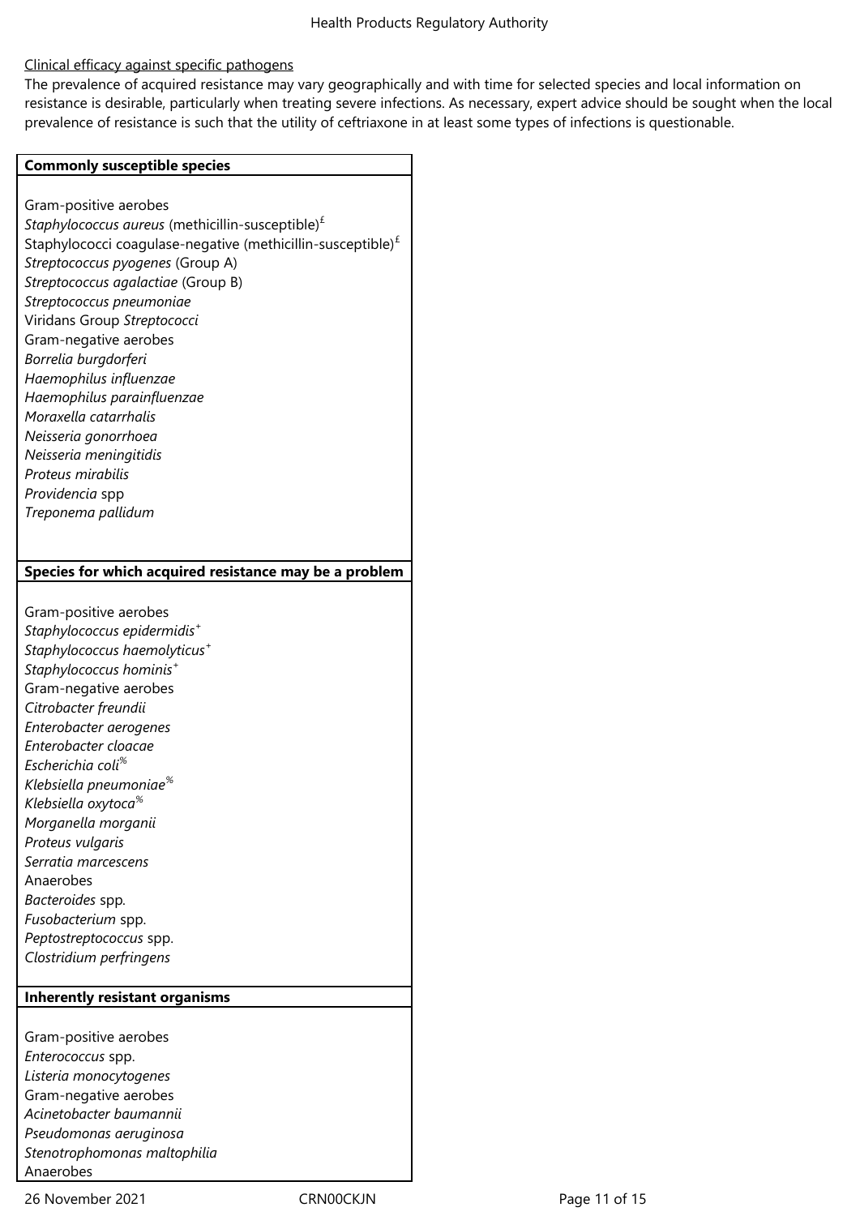Clinical efficacy against specific pathogens

The prevalence of acquired resistance may vary geographically and with time for selected species and local information on resistance is desirable, particularly when treating severe infections. As necessary, expert advice should be sought when the local prevalence of resistance is such that the utility of ceftriaxone in at least some types of infections is questionable.

| **Commonly susceptible species** |
|---|
| Gram-positive aerobes<br>*Staphylococcus aureus* (methicillin-susceptible)£<br>Staphylococci coagulase-negative (methicillin-susceptible)£<br>*Streptococcus pyogenes* (Group A)<br>*Streptococcus agalactiae* (Group B)<br>*Streptococcus pneumoniae*<br>Viridans Group *Streptococci*<br>Gram-negative aerobes<br>*Borrelia burgdorferi*<br>*Haemophilus influenzae*<br>*Haemophilus parainfluenzae*<br>*Moraxella catarrhalis*<br>*Neisseria gonorrhoea*<br>*Neisseria meningitidis*<br>*Proteus mirabilis*<br>*Providencia* spp<br>*Treponema pallidum* |
| **Species for which acquired resistance may be a problem** |
| Gram-positive aerobes<br>*Staphylococcus epidermidis*+<br>*Staphylococcus haemolyticus*+<br>*Staphylococcus hominis*+<br>Gram-negative aerobes<br>*Citrobacter freundii*<br>*Enterobacter aerogenes*<br>*Enterobacter cloacae*<br>*Escherichia coli*%<br>*Klebsiella pneumoniae*%<br>*Klebsiella oxytoca*%<br>*Morganella morganii*<br>*Proteus vulgaris*<br>*Serratia marcescens*<br>Anaerobes<br>*Bacteroides* spp.<br>*Fusobacterium* spp.<br>*Peptostreptococcus* spp.<br>*Clostridium perfringens* |
| **Inherently resistant organisms** |
| Gram-positive aerobes<br>*Enterococcus* spp.<br>*Listeria monocytogenes*<br>Gram-negative aerobes<br>*Acinetobacter baumannii*<br>*Pseudomonas aeruginosa*<br>*Stenotrophomonas maltophilia*<br>Anaerobes |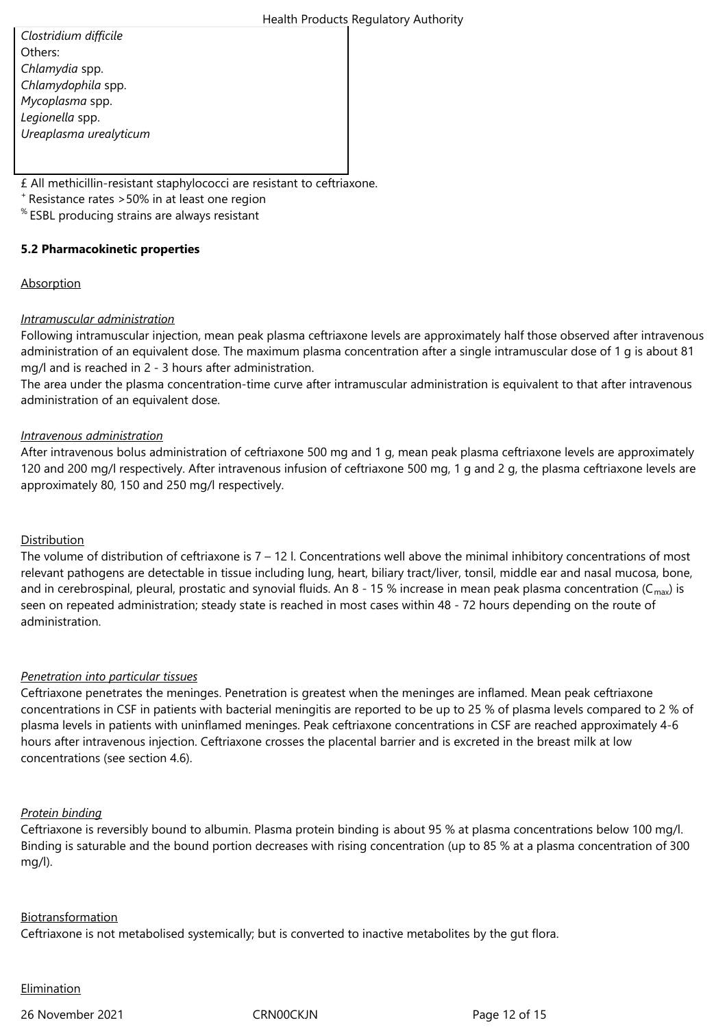| |
|---|
| *Clostridium difficile* |
| Others: |
| *Chlamydia* spp. |
| *Chlamydophila* spp. |
| *Mycoplasma* spp. |
| *Legionella* spp. |
| *Ureaplasma urealyticum* |

£ All methicillin-resistant staphylococci are resistant to ceftriaxone.
[+] Resistance rates >50% in at least one region
[%] ESBL producing strains are always resistant

**5.2 Pharmacokinetic properties**

Absorption

*Intramuscular administration*
Following intramuscular injection, mean peak plasma ceftriaxone levels are approximately half those observed after intravenous administration of an equivalent dose. The maximum plasma concentration after a single intramuscular dose of 1 g is about 81 mg/l and is reached in 2 - 3 hours after administration.
The area under the plasma concentration-time curve after intramuscular administration is equivalent to that after intravenous administration of an equivalent dose.

*Intravenous administration*
After intravenous bolus administration of ceftriaxone 500 mg and 1 g, mean peak plasma ceftriaxone levels are approximately 120 and 200 mg/l respectively. After intravenous infusion of ceftriaxone 500 mg, 1 g and 2 g, the plasma ceftriaxone levels are approximately 80, 150 and 250 mg/l respectively.

Distribution
The volume of distribution of ceftriaxone is 7 – 12 l. Concentrations well above the minimal inhibitory concentrations of most relevant pathogens are detectable in tissue including lung, heart, biliary tract/liver, tonsil, middle ear and nasal mucosa, bone, and in cerebrospinal, pleural, prostatic and synovial fluids. An 8 - 15 % increase in mean peak plasma concentration ($C_{max}$) is seen on repeated administration; steady state is reached in most cases within 48 - 72 hours depending on the route of administration.

*Penetration into particular tissues*
Ceftriaxone penetrates the meninges. Penetration is greatest when the meninges are inflamed. Mean peak ceftriaxone concentrations in CSF in patients with bacterial meningitis are reported to be up to 25 % of plasma levels compared to 2 % of plasma levels in patients with uninflamed meninges. Peak ceftriaxone concentrations in CSF are reached approximately 4-6 hours after intravenous injection. Ceftriaxone crosses the placental barrier and is excreted in the breast milk at low concentrations (see section 4.6).

*Protein binding*
Ceftriaxone is reversibly bound to albumin. Plasma protein binding is about 95 % at plasma concentrations below 100 mg/l. Binding is saturable and the bound portion decreases with rising concentration (up to 85 % at a plasma concentration of 300 mg/l).

Biotransformation
Ceftriaxone is not metabolised systemically; but is converted to inactive metabolites by the gut flora.

Elimination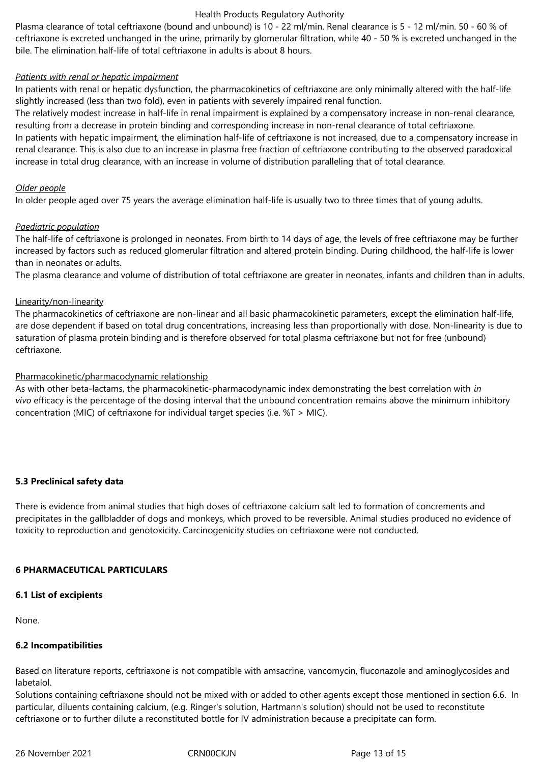Plasma clearance of total ceftriaxone (bound and unbound) is 10 - 22 ml/min. Renal clearance is 5 - 12 ml/min. 50 - 60 % of ceftriaxone is excreted unchanged in the urine, primarily by glomerular filtration, while 40 - 50 % is excreted unchanged in the bile. The elimination half-life of total ceftriaxone in adults is about 8 hours.

*Patients with renal or hepatic impairment*

In patients with renal or hepatic dysfunction, the pharmacokinetics of ceftriaxone are only minimally altered with the half-life slightly increased (less than two fold), even in patients with severely impaired renal function.

The relatively modest increase in half-life in renal impairment is explained by a compensatory increase in non-renal clearance, resulting from a decrease in protein binding and corresponding increase in non-renal clearance of total ceftriaxone.

In patients with hepatic impairment, the elimination half-life of ceftriaxone is not increased, due to a compensatory increase in renal clearance. This is also due to an increase in plasma free fraction of ceftriaxone contributing to the observed paradoxical increase in total drug clearance, with an increase in volume of distribution paralleling that of total clearance.

*Older people*

In older people aged over 75 years the average elimination half-life is usually two to three times that of young adults.

*Paediatric population*

The half-life of ceftriaxone is prolonged in neonates. From birth to 14 days of age, the levels of free ceftriaxone may be further increased by factors such as reduced glomerular filtration and altered protein binding. During childhood, the half-life is lower than in neonates or adults.

The plasma clearance and volume of distribution of total ceftriaxone are greater in neonates, infants and children than in adults.

Linearity/non-linearity

The pharmacokinetics of ceftriaxone are non-linear and all basic pharmacokinetic parameters, except the elimination half-life, are dose dependent if based on total drug concentrations, increasing less than proportionally with dose. Non-linearity is due to saturation of plasma protein binding and is therefore observed for total plasma ceftriaxone but not for free (unbound) ceftriaxone.

Pharmacokinetic/pharmacodynamic relationship

As with other beta-lactams, the pharmacokinetic-pharmacodynamic index demonstrating the best correlation with *in vivo* efficacy is the percentage of the dosing interval that the unbound concentration remains above the minimum inhibitory concentration (MIC) of ceftriaxone for individual target species (i.e. %T > MIC).

**5.3 Preclinical safety data**

There is evidence from animal studies that high doses of ceftriaxone calcium salt led to formation of concrements and precipitates in the gallbladder of dogs and monkeys, which proved to be reversible. Animal studies produced no evidence of toxicity to reproduction and genotoxicity. Carcinogenicity studies on ceftriaxone were not conducted.

**6 PHARMACEUTICAL PARTICULARS**

**6.1 List of excipients**

None.

**6.2 Incompatibilities**

Based on literature reports, ceftriaxone is not compatible with amsacrine, vancomycin, fluconazole and aminoglycosides and labetalol.

Solutions containing ceftriaxone should not be mixed with or added to other agents except those mentioned in section 6.6. In particular, diluents containing calcium, (e.g. Ringer's solution, Hartmann's solution) should not be used to reconstitute ceftriaxone or to further dilute a reconstituted bottle for IV administration because a precipitate can form.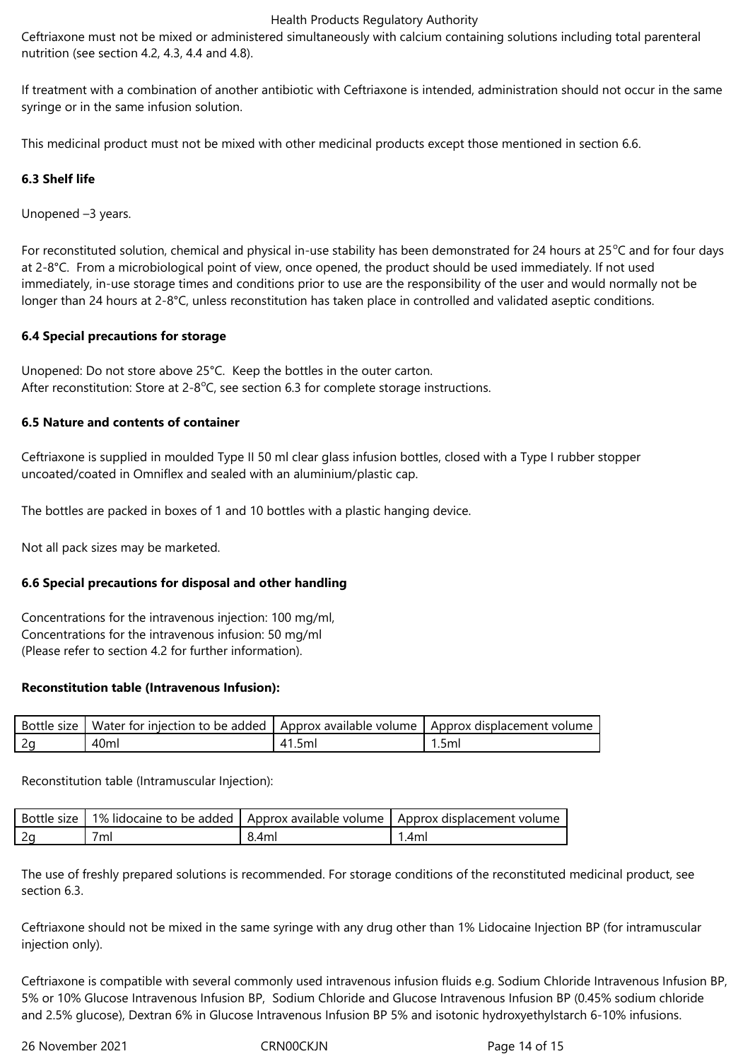Ceftriaxone must not be mixed or administered simultaneously with calcium containing solutions including total parenteral nutrition (see section 4.2, 4.3, 4.4 and 4.8).

If treatment with a combination of another antibiotic with Ceftriaxone is intended, administration should not occur in the same syringe or in the same infusion solution.

This medicinal product must not be mixed with other medicinal products except those mentioned in section 6.6.

### 6.3 Shelf life

Unopened –3 years.

For reconstituted solution, chemical and physical in-use stability has been demonstrated for 24 hours at 25°C and for four days at 2-8°C. From a microbiological point of view, once opened, the product should be used immediately. If not used immediately, in-use storage times and conditions prior to use are the responsibility of the user and would normally not be longer than 24 hours at 2-8°C, unless reconstitution has taken place in controlled and validated aseptic conditions.

### 6.4 Special precautions for storage

Unopened: Do not store above 25°C. Keep the bottles in the outer carton.
After reconstitution: Store at 2-8°C, see section 6.3 for complete storage instructions.

### 6.5 Nature and contents of container

Ceftriaxone is supplied in moulded Type II 50 ml clear glass infusion bottles, closed with a Type I rubber stopper uncoated/coated in Omniflex and sealed with an aluminium/plastic cap.

The bottles are packed in boxes of 1 and 10 bottles with a plastic hanging device.

Not all pack sizes may be marketed.

### 6.6 Special precautions for disposal and other handling

Concentrations for the intravenous injection: 100 mg/ml,
Concentrations for the intravenous infusion: 50 mg/ml
(Please refer to section 4.2 for further information).

**Reconstitution table (Intravenous Infusion):**

| Bottle size | Water for injection to be added | Approx available volume | Approx displacement volume |
|---|---|---|---|
| 2g | 40ml | 41.5ml | 1.5ml |

Reconstitution table (Intramuscular Injection):

| Bottle size | 1% lidocaine to be added | Approx available volume | Approx displacement volume |
|---|---|---|---|
| 2g | 7ml | 8.4ml | 1.4ml |

The use of freshly prepared solutions is recommended. For storage conditions of the reconstituted medicinal product, see section 6.3.

Ceftriaxone should not be mixed in the same syringe with any drug other than 1% Lidocaine Injection BP (for intramuscular injection only).

Ceftriaxone is compatible with several commonly used intravenous infusion fluids e.g. Sodium Chloride Intravenous Infusion BP, 5% or 10% Glucose Intravenous Infusion BP, Sodium Chloride and Glucose Intravenous Infusion BP (0.45% sodium chloride and 2.5% glucose), Dextran 6% in Glucose Intravenous Infusion BP 5% and isotonic hydroxyethylstarch 6-10% infusions.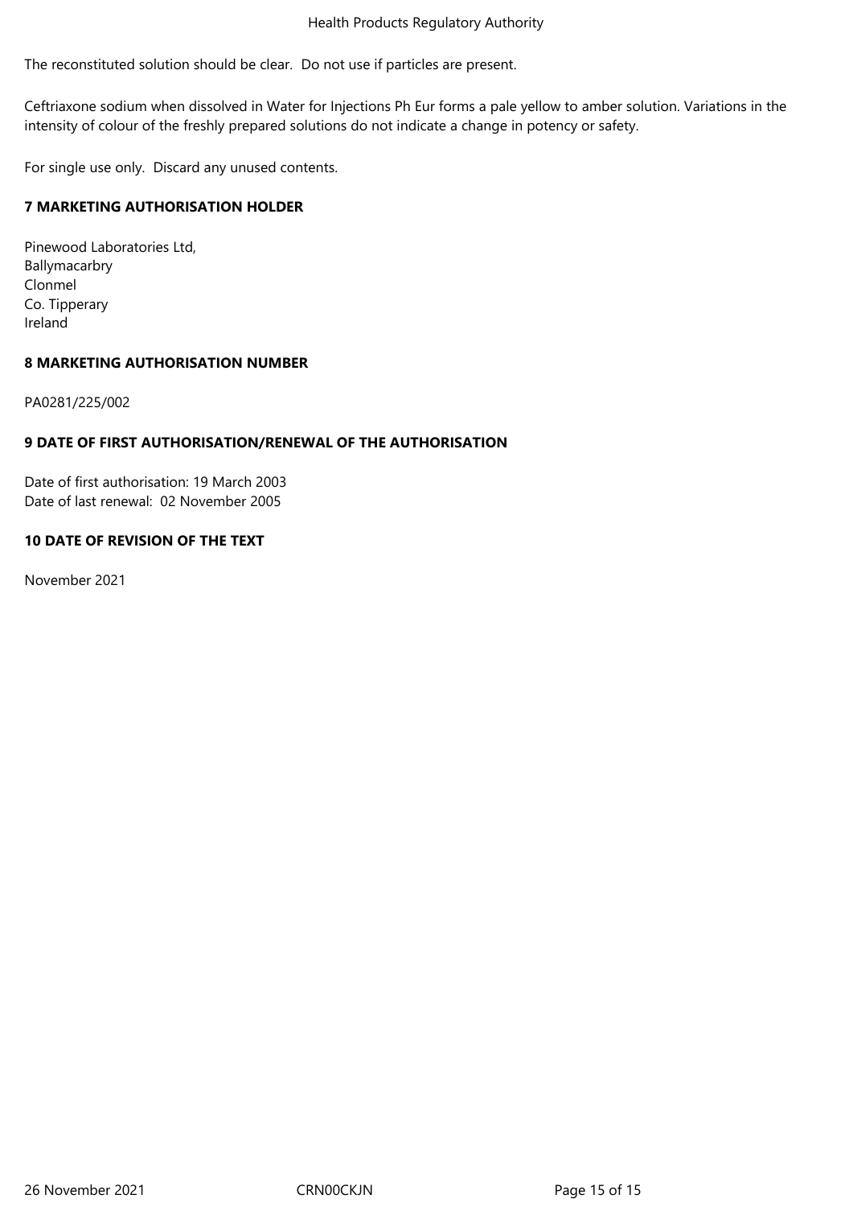The reconstituted solution should be clear. Do not use if particles are present.

Ceftriaxone sodium when dissolved in Water for Injections Ph Eur forms a pale yellow to amber solution. Variations in the intensity of colour of the freshly prepared solutions do not indicate a change in potency or safety.

For single use only. Discard any unused contents.

## 7 MARKETING AUTHORISATION HOLDER

Pinewood Laboratories Ltd,
Ballymacarbry
Clonmel
Co. Tipperary
Ireland

## 8 MARKETING AUTHORISATION NUMBER

PA0281/225/002

## 9 DATE OF FIRST AUTHORISATION/RENEWAL OF THE AUTHORISATION

Date of first authorisation: 19 March 2003
Date of last renewal: 02 November 2005

## 10 DATE OF REVISION OF THE TEXT

November 2021